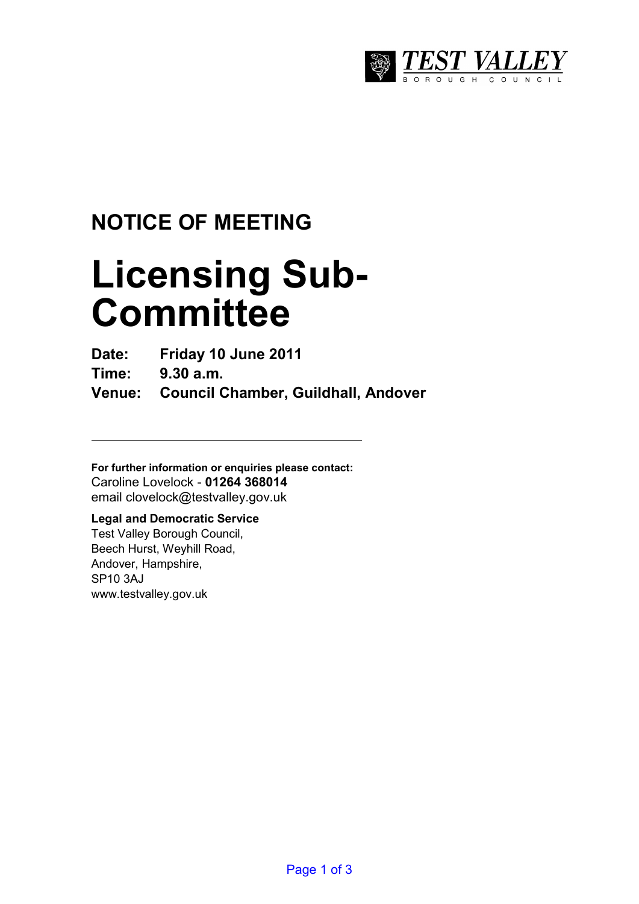TEST VALLEY BOROUGH COUNCIL

## NOTICE OF MEETING

# Licensing Sub-Committee

**Date:** **Friday 10 June 2011**
**Time:** **9.30 a.m.**
**Venue:** **Council Chamber, Guildhall, Andover**

---

**For further information or enquiries please contact:**
Caroline Lovelock - **01264 368014**
email clovelock@testvalley.gov.uk

**Legal and Democratic Service**
Test Valley Borough Council,
Beech Hurst, Weyhill Road,
Andover, Hampshire,
SP10 3AJ
www.testvalley.gov.uk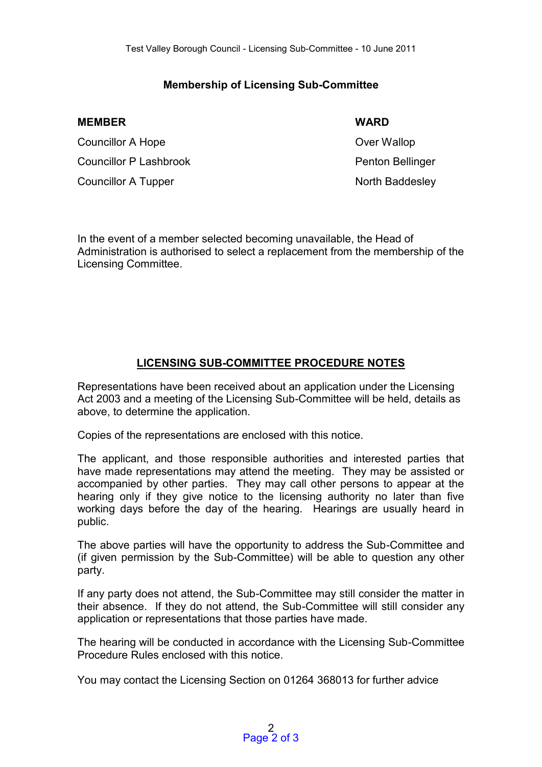## Membership of Licensing Sub-Committee

| MEMBER | WARD |
|---|---|
| Councillor A Hope | Over Wallop |
| Councillor P Lashbrook | Penton Bellinger |
| Councillor A Tupper | North Baddesley |

In the event of a member selected becoming unavailable, the Head of Administration is authorised to select a replacement from the membership of the Licensing Committee.

## LICENSING SUB-COMMITTEE PROCEDURE NOTES

Representations have been received about an application under the Licensing Act 2003 and a meeting of the Licensing Sub-Committee will be held, details as above, to determine the application.

Copies of the representations are enclosed with this notice.

The applicant, and those responsible authorities and interested parties that have made representations may attend the meeting. They may be assisted or accompanied by other parties. They may call other persons to appear at the hearing only if they give notice to the licensing authority no later than five working days before the day of the hearing. Hearings are usually heard in public.

The above parties will have the opportunity to address the Sub-Committee and (if given permission by the Sub-Committee) will be able to question any other party.

If any party does not attend, the Sub-Committee may still consider the matter in their absence. If they do not attend, the Sub-Committee will still consider any application or representations that those parties have made.

The hearing will be conducted in accordance with the Licensing Sub-Committee Procedure Rules enclosed with this notice.

You may contact the Licensing Section on 01264 368013 for further advice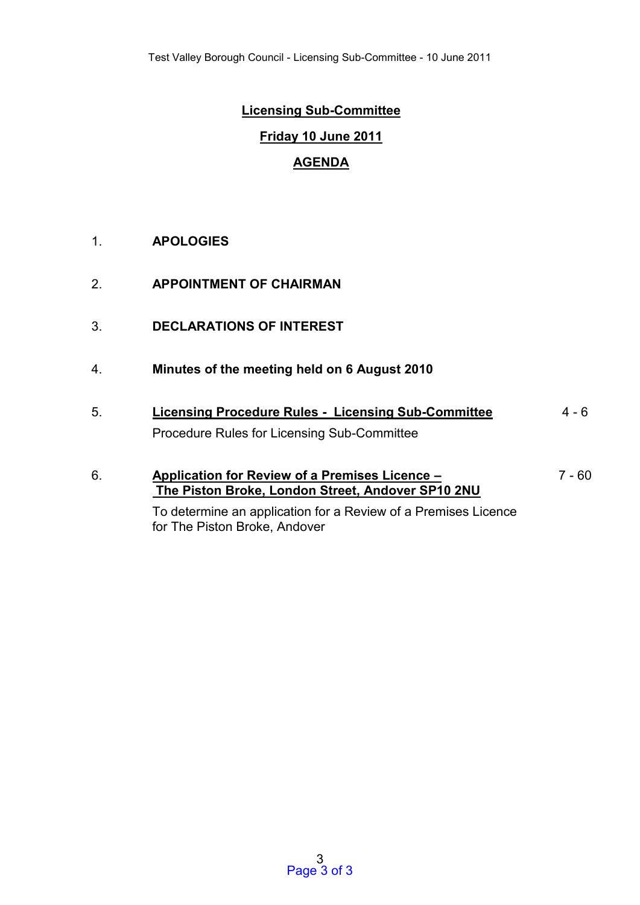# Licensing Sub-Committee

## Friday 10 June 2011

## AGENDA

| | | |
|---|---|---|
| 1. | **APOLOGIES** | |
| 2. | **APPOINTMENT OF CHAIRMAN** | |
| 3. | **DECLARATIONS OF INTEREST** | |
| 4. | **Minutes of the meeting held on 6 August 2010** | |
| 5. | **Licensing Procedure Rules - Licensing Sub-Committee**<br>Procedure Rules for Licensing Sub-Committee | 4 - 6 |
| 6. | **Application for Review of a Premises Licence – The Piston Broke, London Street, Andover SP10 2NU**<br>To determine an application for a Review of a Premises Licence for The Piston Broke, Andover | 7 - 60 |